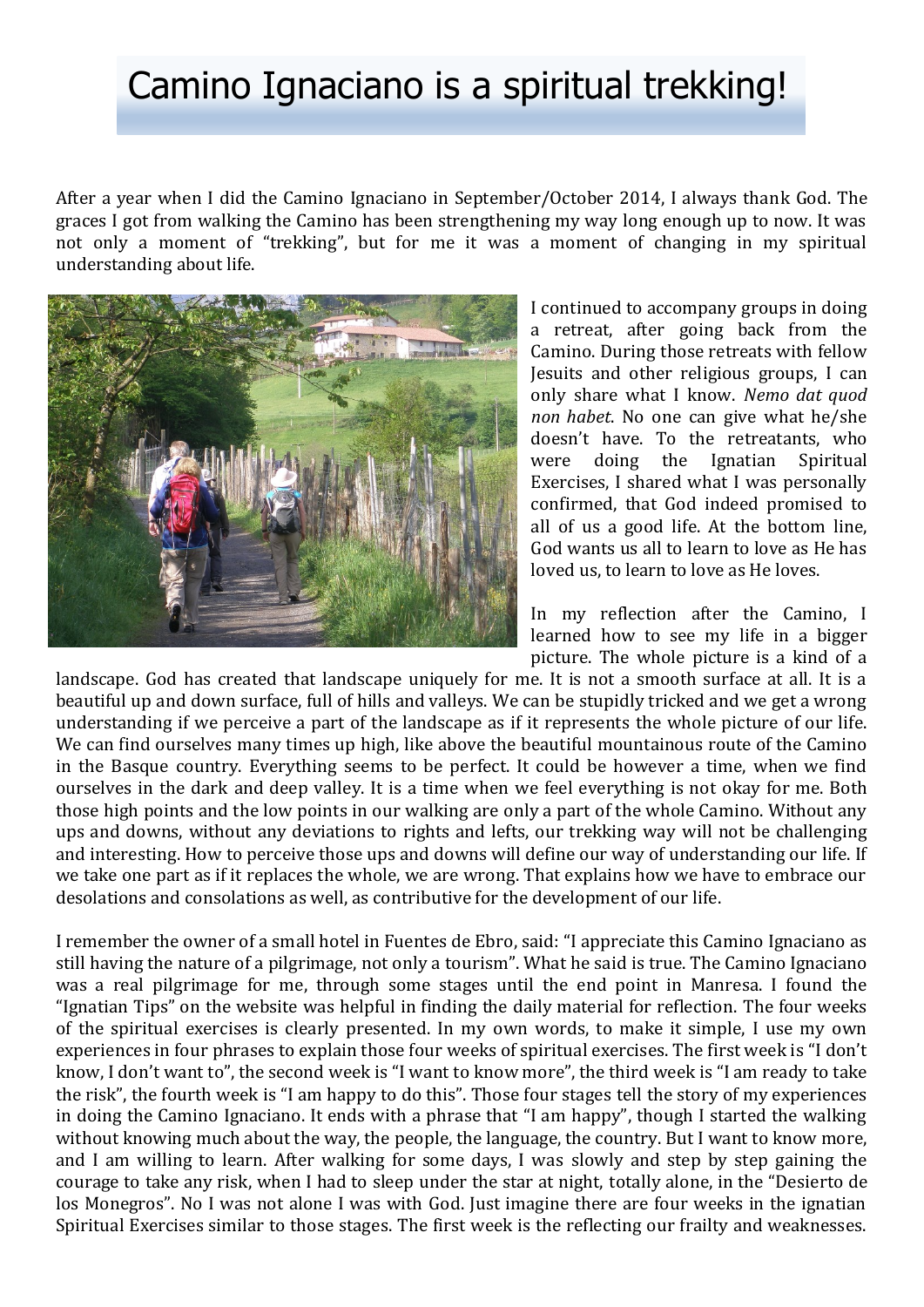# Camino Ignaciano is a spiritual trekking!

After a year when I did the Camino Ignaciano in September/October 2014, I always thank God. The graces I got from walking the Camino has been strengthening my way long enough up to now. It was not only a moment of "trekking", but for me it was a moment of changing in my spiritual understanding about life.

I continued to accompany groups in doing a retreat, after going back from the Camino. During those retreats with fellow Jesuits and other religious groups, I can only share what I know. *Nemo dat quod non habet*. No one can give what he/she doesn't have. To the retreatants, who were doing the Ignatian Spiritual Exercises, I shared what I was personally confirmed, that God indeed promised to all of us a good life. At the bottom line, God wants us all to learn to love as He has loved us, to learn to love as He loves.

In my reflection after the Camino, I learned how to see my life in a bigger picture. The whole picture is a kind of a landscape. God has created that landscape uniquely for me. It is not a smooth surface at all. It is a beautiful up and down surface, full of hills and valleys. We can be stupidly tricked and we get a wrong understanding if we perceive a part of the landscape as if it represents the whole picture of our life. We can find ourselves many times up high, like above the beautiful mountainous route of the Camino in the Basque country. Everything seems to be perfect. It could be however a time, when we find ourselves in the dark and deep valley. It is a time when we feel everything is not okay for me. Both those high points and the low points in our walking are only a part of the whole Camino. Without any ups and downs, without any deviations to rights and lefts, our trekking way will not be challenging and interesting. How to perceive those ups and downs will define our way of understanding our life. If we take one part as if it replaces the whole, we are wrong. That explains how we have to embrace our desolations and consolations as well, as contributive for the development of our life.

I remember the owner of a small hotel in Fuentes de Ebro, said: "I appreciate this Camino Ignaciano as still having the nature of a pilgrimage, not only a tourism". What he said is true. The Camino Ignaciano was a real pilgrimage for me, through some stages until the end point in Manresa. I found the "Ignatian Tips" on the website was helpful in finding the daily material for reflection. The four weeks of the spiritual exercises is clearly presented. In my own words, to make it simple, I use my own experiences in four phrases to explain those four weeks of spiritual exercises. The first week is "I don't know, I don't want to", the second week is "I want to know more", the third week is "I am ready to take the risk", the fourth week is "I am happy to do this". Those four stages tell the story of my experiences in doing the Camino Ignaciano. It ends with a phrase that "I am happy", though I started the walking without knowing much about the way, the people, the language, the country. But I want to know more, and I am willing to learn. After walking for some days, I was slowly and step by step gaining the courage to take any risk, when I had to sleep under the star at night, totally alone, in the "Desierto de los Monegros". No I was not alone I was with God. Just imagine there are four weeks in the ignatian Spiritual Exercises similar to those stages. The first week is the reflecting our frailty and weaknesses.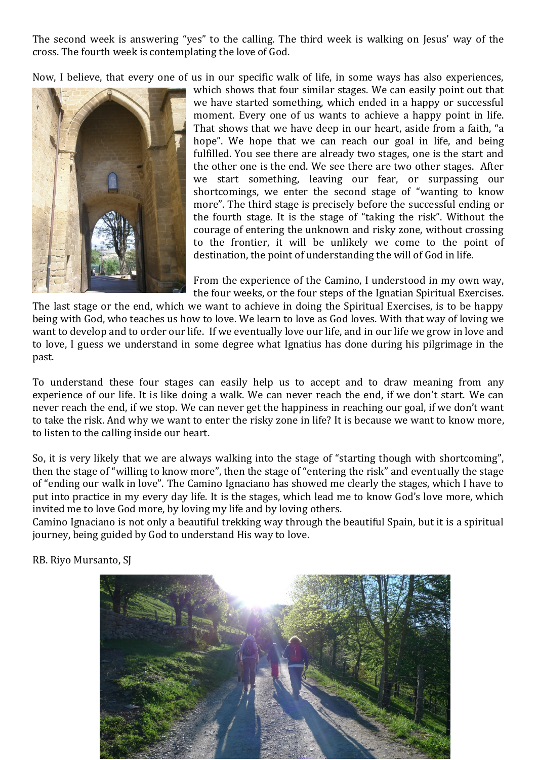The second week is answering "yes" to the calling. The third week is walking on Jesus' way of the cross. The fourth week is contemplating the love of God.

Now, I believe, that every one of us in our specific walk of life, in some ways has also experiences, which shows that four similar stages. We can easily point out that we have started something, which ended in a happy or successful moment. Every one of us wants to achieve a happy point in life. That shows that we have deep in our heart, aside from a faith, "a hope". We hope that we can reach our goal in life, and being fulfilled. You see there are already two stages, one is the start and the other one is the end. We see there are two other stages. After we start something, leaving our fear, or surpassing our shortcomings, we enter the second stage of "wanting to know more". The third stage is precisely before the successful ending or the fourth stage. It is the stage of "taking the risk". Without the courage of entering the unknown and risky zone, without crossing to the frontier, it will be unlikely we come to the point of destination, the point of understanding the will of God in life.

From the experience of the Camino, I understood in my own way, the four weeks, or the four steps of the Ignatian Spiritual Exercises. The last stage or the end, which we want to achieve in doing the Spiritual Exercises, is to be happy being with God, who teaches us how to love. We learn to love as God loves. With that way of loving we want to develop and to order our life. If we eventually love our life, and in our life we grow in love and to love, I guess we understand in some degree what Ignatius has done during his pilgrimage in the past.

To understand these four stages can easily help us to accept and to draw meaning from any experience of our life. It is like doing a walk. We can never reach the end, if we don't start. We can never reach the end, if we stop. We can never get the happiness in reaching our goal, if we don't want to take the risk. And why we want to enter the risky zone in life? It is because we want to know more, to listen to the calling inside our heart.

So, it is very likely that we are always walking into the stage of "starting though with shortcoming", then the stage of "willing to know more", then the stage of "entering the risk" and eventually the stage of "ending our walk in love". The Camino Ignaciano has showed me clearly the stages, which I have to put into practice in my every day life. It is the stages, which lead me to know God's love more, which invited me to love God more, by loving my life and by loving others.

Camino Ignaciano is not only a beautiful trekking way through the beautiful Spain, but it is a spiritual journey, being guided by God to understand His way to love.

RB. Riyo Mursanto, SJ